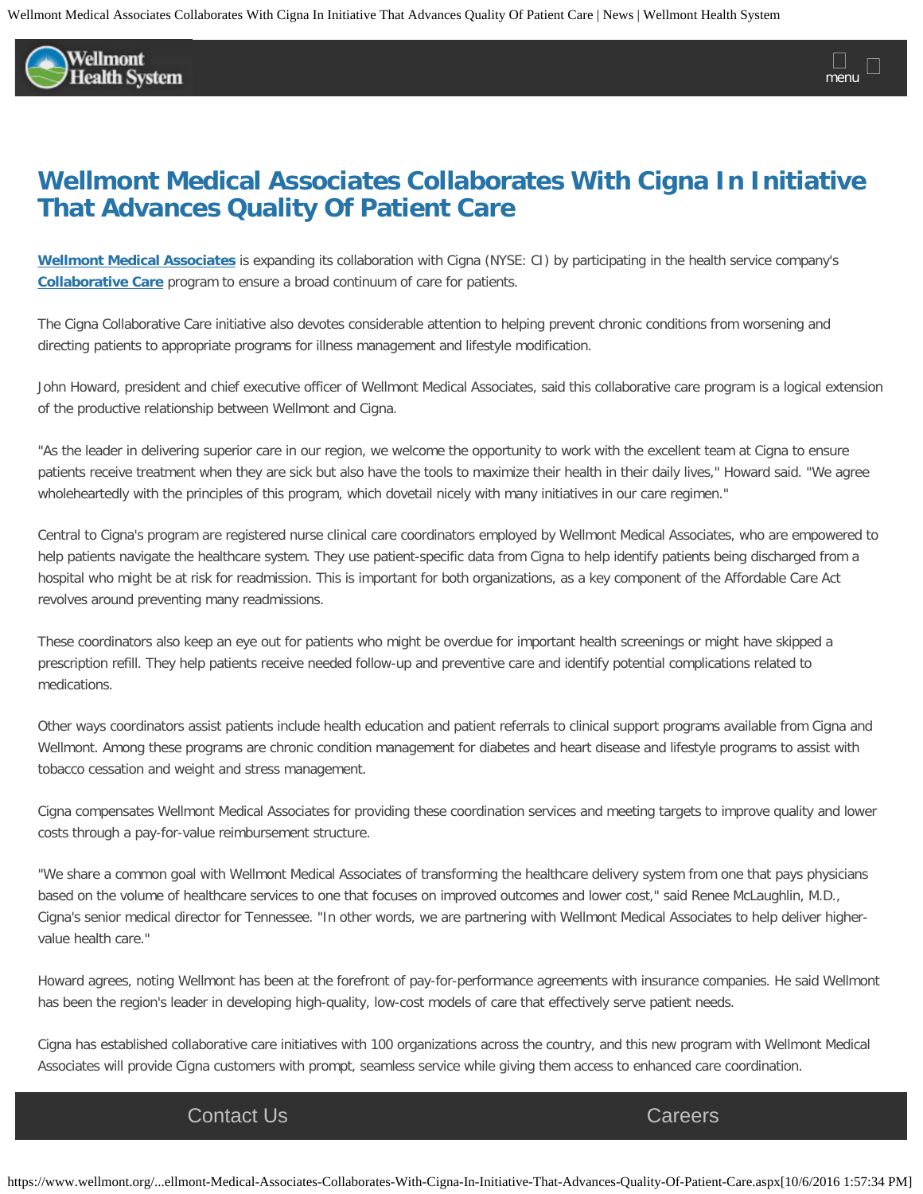# Wellmont Medical Associates Collaborates With Cigna In Initiative That Advances Quality Of Patient Care

**Wellmont Medical Associates** is expanding its collaboration with Cigna (NYSE: CI) by participating in the health service company's **Collaborative Care** program to ensure a broad continuum of care for patients.

The Cigna Collaborative Care initiative also devotes considerable attention to helping prevent chronic conditions from worsening and directing patients to appropriate programs for illness management and lifestyle modification.

John Howard, president and chief executive officer of Wellmont Medical Associates, said this collaborative care program is a logical extension of the productive relationship between Wellmont and Cigna.

"As the leader in delivering superior care in our region, we welcome the opportunity to work with the excellent team at Cigna to ensure patients receive treatment when they are sick but also have the tools to maximize their health in their daily lives," Howard said. "We agree wholeheartedly with the principles of this program, which dovetail nicely with many initiatives in our care regimen."

Central to Cigna's program are registered nurse clinical care coordinators employed by Wellmont Medical Associates, who are empowered to help patients navigate the healthcare system. They use patient-specific data from Cigna to help identify patients being discharged from a hospital who might be at risk for readmission. This is important for both organizations, as a key component of the Affordable Care Act revolves around preventing many readmissions.

These coordinators also keep an eye out for patients who might be overdue for important health screenings or might have skipped a prescription refill. They help patients receive needed follow-up and preventive care and identify potential complications related to medications.

Other ways coordinators assist patients include health education and patient referrals to clinical support programs available from Cigna and Wellmont. Among these programs are chronic condition management for diabetes and heart disease and lifestyle programs to assist with tobacco cessation and weight and stress management.

Cigna compensates Wellmont Medical Associates for providing these coordination services and meeting targets to improve quality and lower costs through a pay-for-value reimbursement structure.

"We share a common goal with Wellmont Medical Associates of transforming the healthcare delivery system from one that pays physicians based on the volume of healthcare services to one that focuses on improved outcomes and lower cost," said Renee McLaughlin, M.D., Cigna's senior medical director for Tennessee. "In other words, we are partnering with Wellmont Medical Associates to help deliver higher-value health care."

Howard agrees, noting Wellmont has been at the forefront of pay-for-performance agreements with insurance companies. He said Wellmont has been the region's leader in developing high-quality, low-cost models of care that effectively serve patient needs.

Cigna has established collaborative care initiatives with 100 organizations across the country, and this new program with Wellmont Medical Associates will provide Cigna customers with prompt, seamless service while giving them access to enhanced care coordination.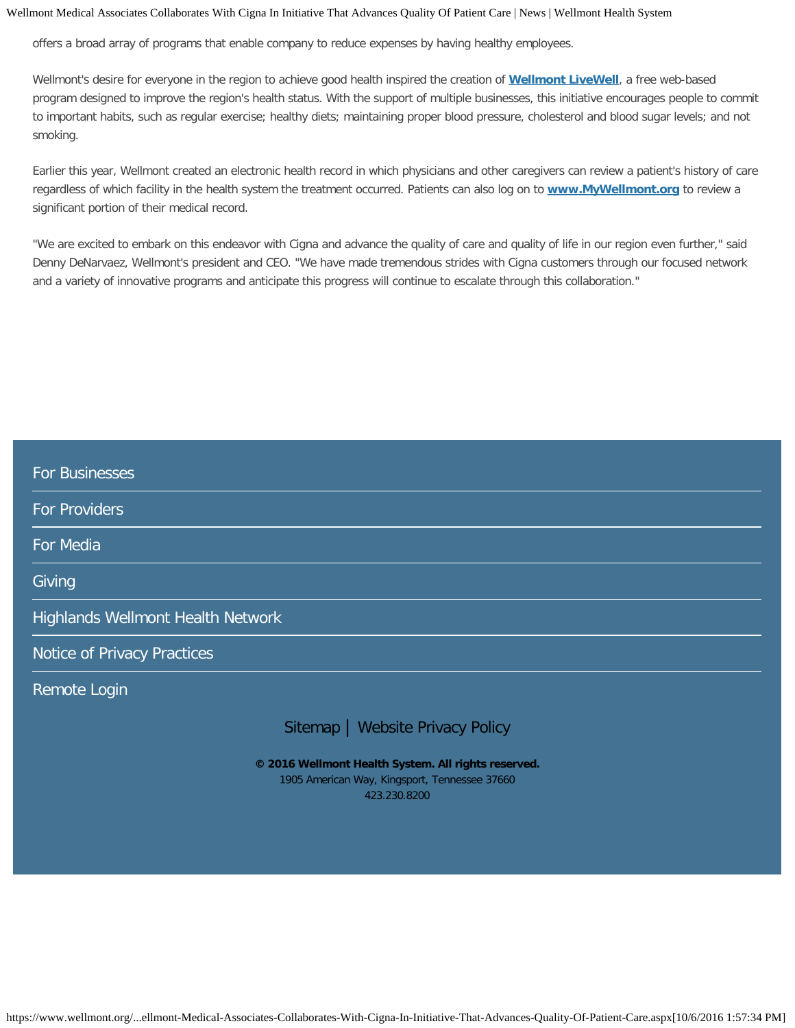offers a broad array of programs that enable company to reduce expenses by having healthy employees.

Wellmont's desire for everyone in the region to achieve good health inspired the creation of **Wellmont LiveWell**, a free web-based program designed to improve the region's health status. With the support of multiple businesses, this initiative encourages people to commit to important habits, such as regular exercise; healthy diets; maintaining proper blood pressure, cholesterol and blood sugar levels; and not smoking.

Earlier this year, Wellmont created an electronic health record in which physicians and other caregivers can review a patient's history of care regardless of which facility in the health system the treatment occurred. Patients can also log on to **www.MyWellmont.org** to review a significant portion of their medical record.

"We are excited to embark on this endeavor with Cigna and advance the quality of care and quality of life in our region even further," said Denny DeNarvaez, Wellmont's president and CEO. "We have made tremendous strides with Cigna customers through our focused network and a variety of innovative programs and anticipate this progress will continue to escalate through this collaboration."

For Businesses

For Providers

For Media

Giving

Highlands Wellmont Health Network

Notice of Privacy Practices

Remote Login

Sitemap | Website Privacy Policy

**© 2016 Wellmont Health System. All rights reserved.**
1905 American Way, Kingsport, Tennessee 37660
423.230.8200